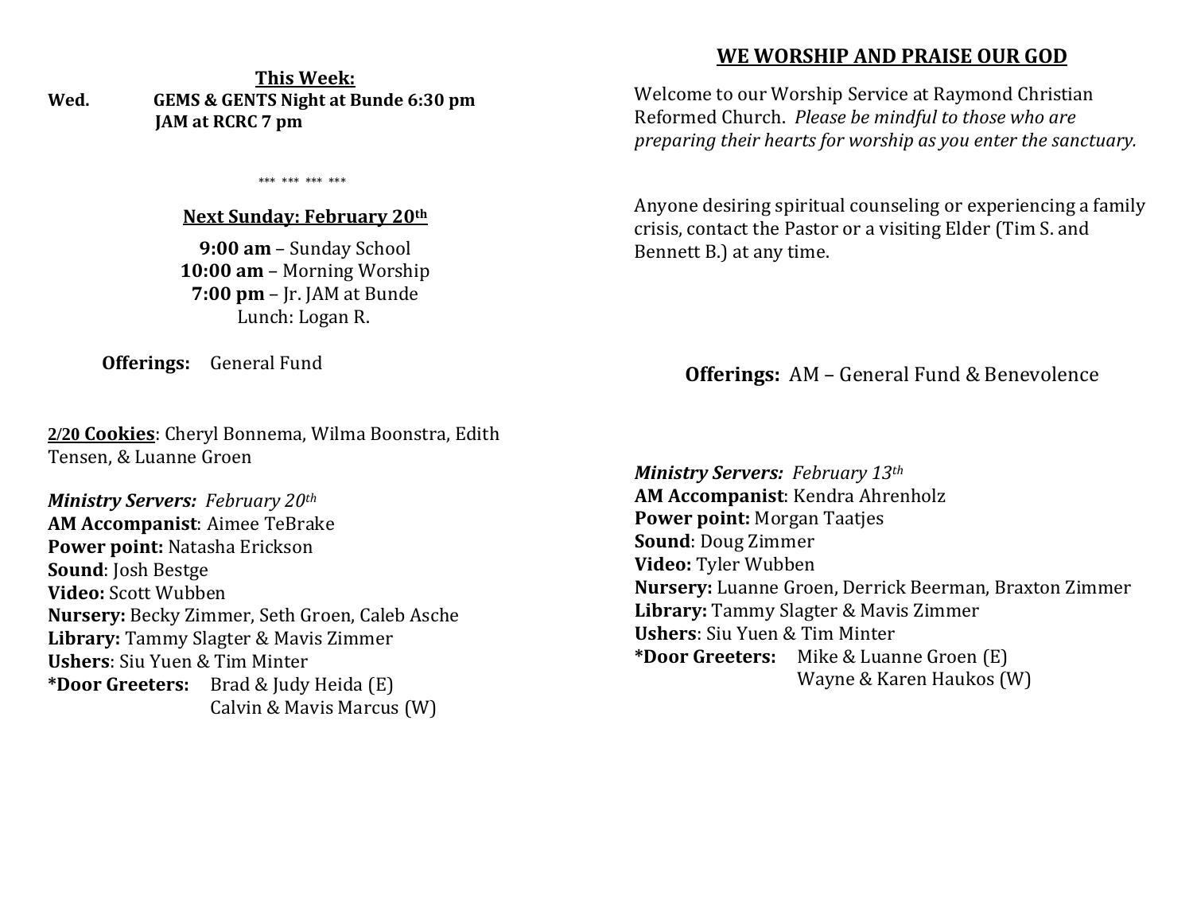**This Week:**

**Wed.** **GEMS & GENTS Night at Bunde 6:30 pm**
**JAM at RCRC 7 pm**

\*\*\* \*\*\* \*\*\* \*\*\*

**Next Sunday: February 20th**

**9:00 am** – Sunday School
**10:00 am** – Morning Worship
**7:00 pm** – Jr. JAM at Bunde
Lunch: Logan R.

**Offerings:** General Fund

**2/20 Cookies**: Cheryl Bonnema, Wilma Boonstra, Edith Tensen, & Luanne Groen

***Ministry Servers:*** *February 20th*
**AM Accompanist**: Aimee TeBrake
**Power point:** Natasha Erickson
**Sound**: Josh Bestge
**Video:** Scott Wubben
**Nursery:** Becky Zimmer, Seth Groen, Caleb Asche
**Library:** Tammy Slagter & Mavis Zimmer
**Ushers**: Siu Yuen & Tim Minter
**\*Door Greeters:** Brad & Judy Heida (E)
Calvin & Mavis Marcus (W)

## WE WORSHIP AND PRAISE OUR GOD

Welcome to our Worship Service at Raymond Christian Reformed Church. *Please be mindful to those who are preparing their hearts for worship as you enter the sanctuary.*

Anyone desiring spiritual counseling or experiencing a family crisis, contact the Pastor or a visiting Elder (Tim S. and Bennett B.) at any time.

**Offerings:** AM – General Fund & Benevolence

***Ministry Servers:*** *February 13th*
**AM Accompanist**: Kendra Ahrenholz
**Power point:** Morgan Taatjes
**Sound**: Doug Zimmer
**Video:** Tyler Wubben
**Nursery:** Luanne Groen, Derrick Beerman, Braxton Zimmer
**Library:** Tammy Slagter & Mavis Zimmer
**Ushers**: Siu Yuen & Tim Minter
**\*Door Greeters:** Mike & Luanne Groen (E)
Wayne & Karen Haukos (W)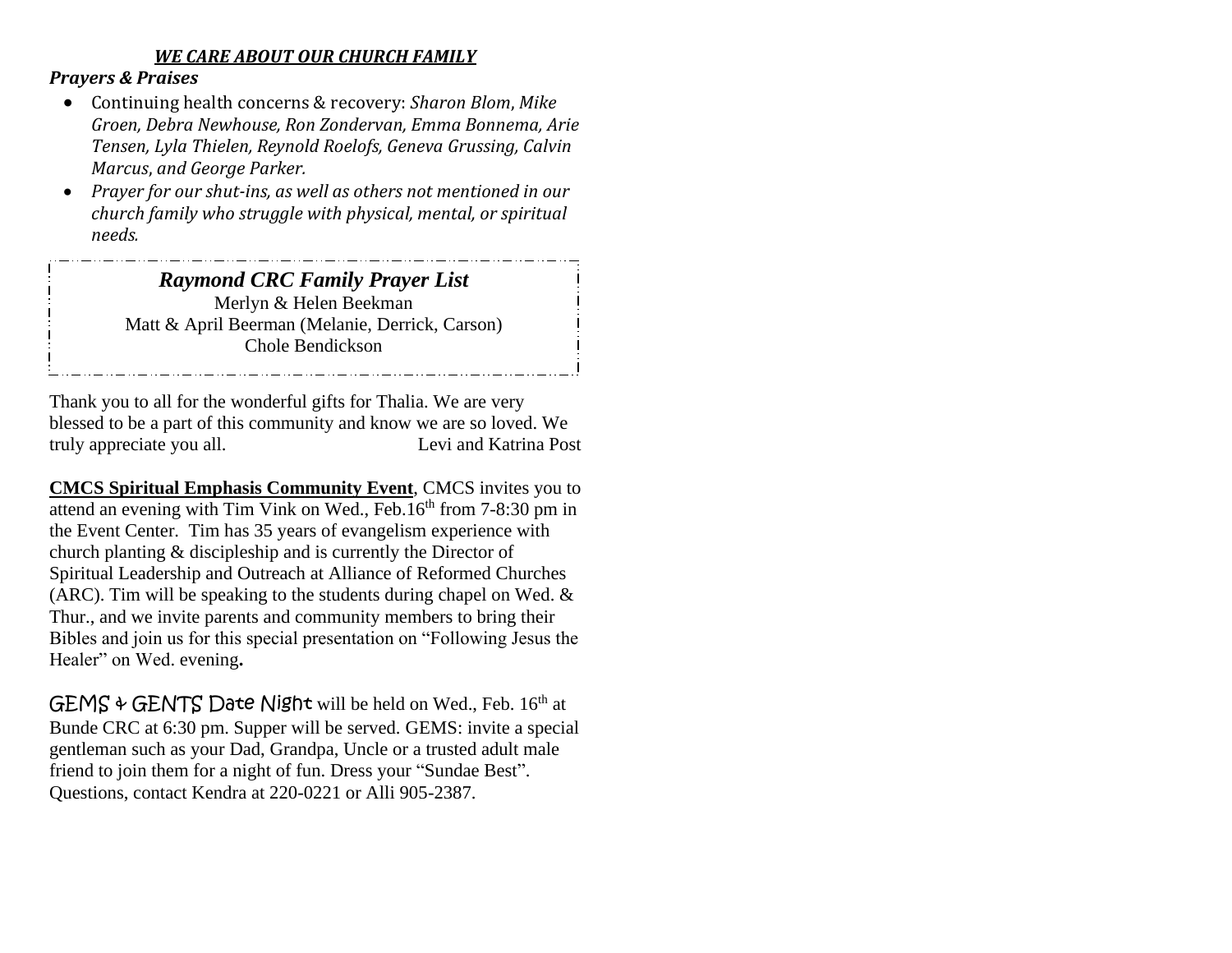***WE CARE ABOUT OUR CHURCH FAMILY***

***Prayers & Praises***

- Continuing health concerns & recovery: *Sharon Blom, Mike Groen, Debra Newhouse, Ron Zondervan, Emma Bonnema, Arie Tensen, Lyla Thielen, Reynold Roelofs, Geneva Grussing, Calvin Marcus, and George Parker.*
- *Prayer for our shut-ins, as well as others not mentioned in our church family who struggle with physical, mental, or spiritual needs.*

***Raymond CRC Family Prayer List***

Merlyn & Helen Beekman
Matt & April Beerman (Melanie, Derrick, Carson)
Chole Bendickson

Thank you to all for the wonderful gifts for Thalia. We are very blessed to be a part of this community and know we are so loved. We truly appreciate you all. Levi and Katrina Post

**CMCS Spiritual Emphasis Community Event**, CMCS invites you to attend an evening with Tim Vink on Wed., Feb.16th from 7-8:30 pm in the Event Center. Tim has 35 years of evangelism experience with church planting & discipleship and is currently the Director of Spiritual Leadership and Outreach at Alliance of Reformed Churches (ARC). Tim will be speaking to the students during chapel on Wed. & Thur., and we invite parents and community members to bring their Bibles and join us for this special presentation on "Following Jesus the Healer" on Wed. evening**.**

GEMS & GENTS Date Night will be held on Wed., Feb. 16th at Bunde CRC at 6:30 pm. Supper will be served. GEMS: invite a special gentleman such as your Dad, Grandpa, Uncle or a trusted adult male friend to join them for a night of fun. Dress your "Sundae Best". Questions, contact Kendra at 220-0221 or Alli 905-2387.